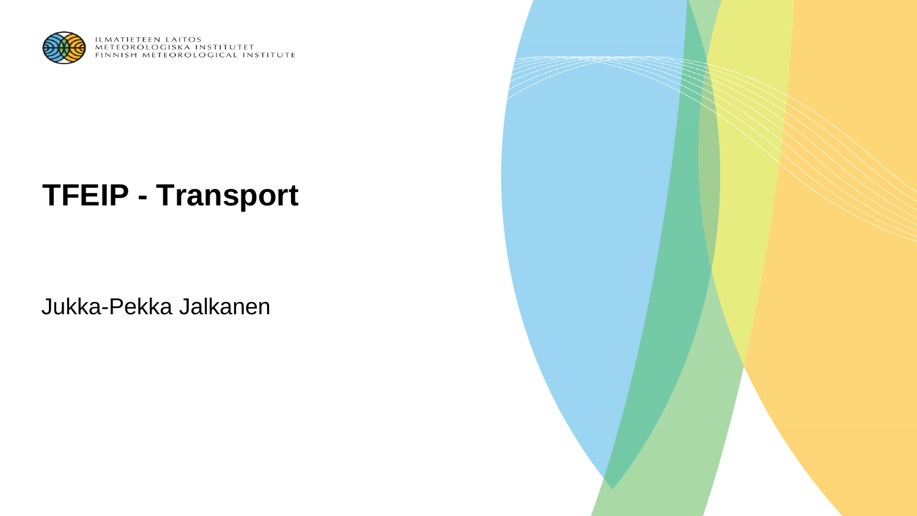ILMATIETEEN LAITOS
METEOROLOGISKA INSTITUTET
FINNISH METEOROLOGICAL INSTITUTE

# TFEIP - Transport

Jukka-Pekka Jalkanen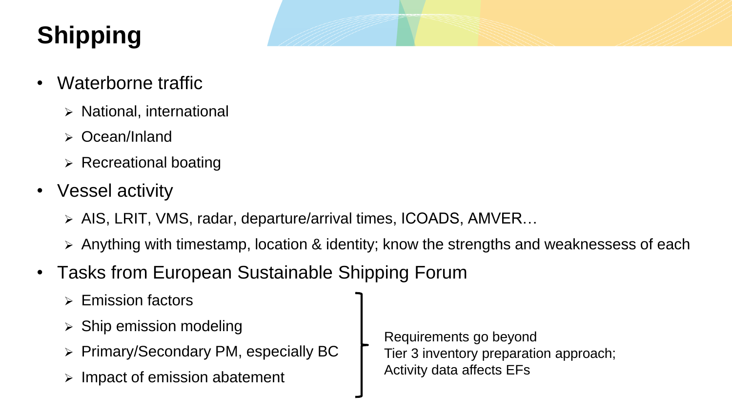# Shipping

- Waterborne traffic
  - National, international
  - Ocean/Inland
  - Recreational boating
- Vessel activity
  - AIS, LRIT, VMS, radar, departure/arrival times, ICOADS, AMVER…
  - Anything with timestamp, location & identity; know the strengths and weaknessess of each
- Tasks from European Sustainable Shipping Forum
  - Emission factors
  - Ship emission modeling
  - Primary/Secondary PM, especially BC
  - Impact of emission abatement

Requirements go beyond Tier 3 inventory preparation approach; Activity data affects EFs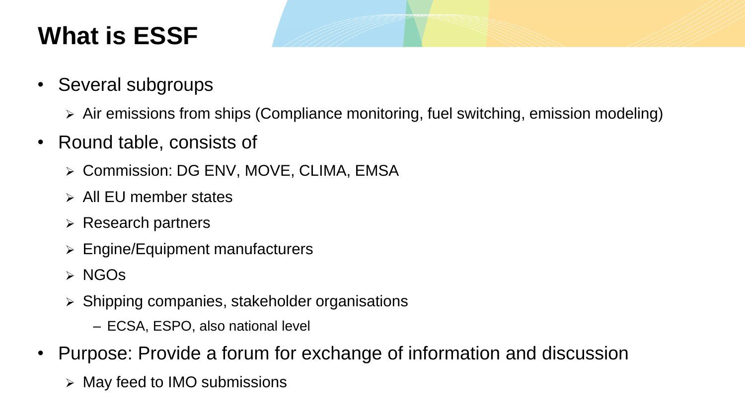# What is ESSF

- Several subgroups
  - Air emissions from ships (Compliance monitoring, fuel switching, emission modeling)
- Round table, consists of
  - Commission: DG ENV, MOVE, CLIMA, EMSA
  - All EU member states
  - Research partners
  - Engine/Equipment manufacturers
  - NGOs
  - Shipping companies, stakeholder organisations
    - ECSA, ESPO, also national level
- Purpose: Provide a forum for exchange of information and discussion
  - May feed to IMO submissions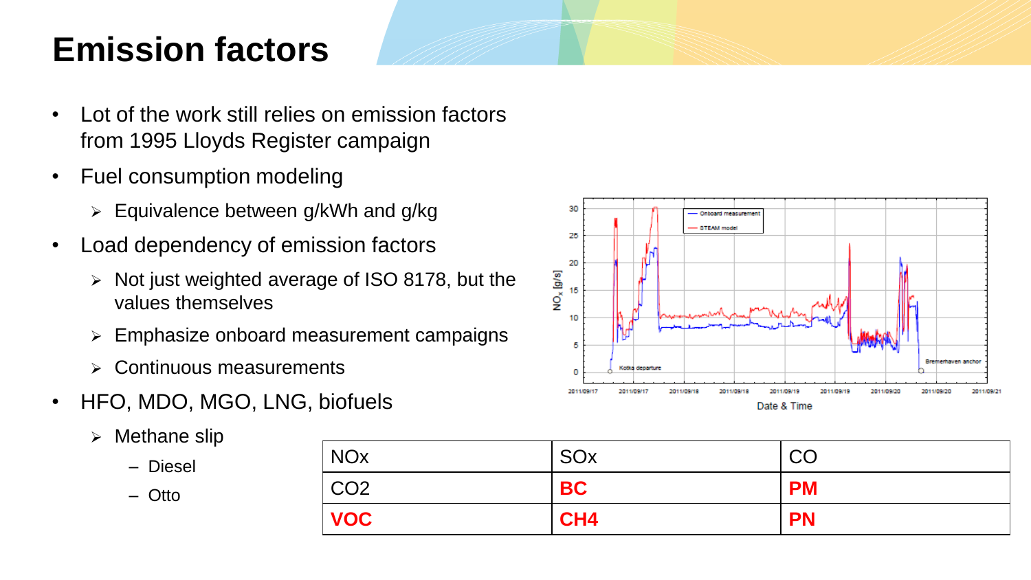# Emission factors

- Lot of the work still relies on emission factors from 1995 Lloyds Register campaign
- Fuel consumption modeling
  - Equivalence between g/kWh and g/kg
- Load dependency of emission factors
  - Not just weighted average of ISO 8178, but the values themselves
  - Emphasize onboard measurement campaigns
  - Continuous measurements
- HFO, MDO, MGO, LNG, biofuels
  - Methane slip
    - Diesel
    - Otto

| NOx | SOx | CO |
|---|---|---|
| CO2 | **BC** | **PM** |
| **VOC** | **CH4** | **PN** |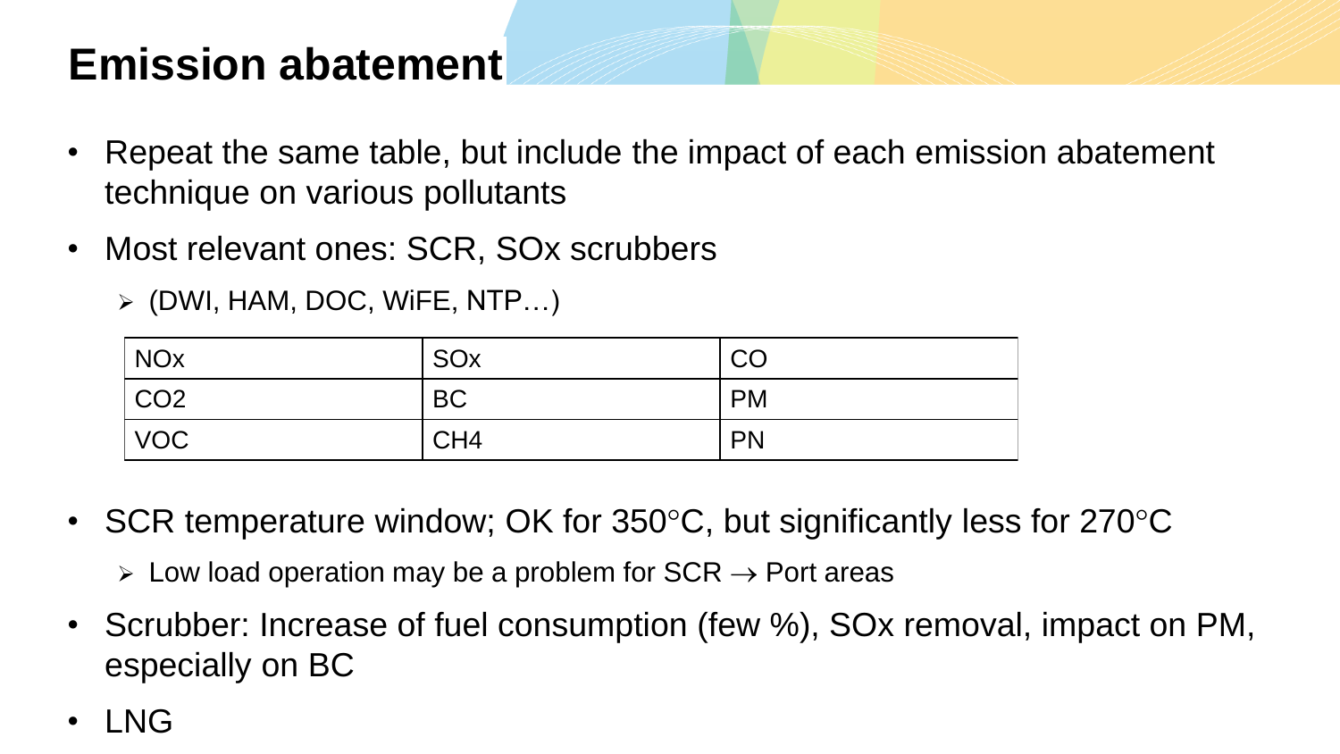# Emission abatement

- Repeat the same table, but include the impact of each emission abatement technique on various pollutants
- Most relevant ones: SCR, SOx scrubbers
  - (DWI, HAM, DOC, WiFE, NTP…)

| NOx | SOx | CO |
|---|---|---|
| $CO_2$ | BC | PM |
| VOC | $CH_4$ | PN |

- SCR temperature window; OK for 350°C, but significantly less for 270°C
  - Low load operation may be a problem for SCR → Port areas
- Scrubber: Increase of fuel consumption (few %), SOx removal, impact on PM, especially on BC
- LNG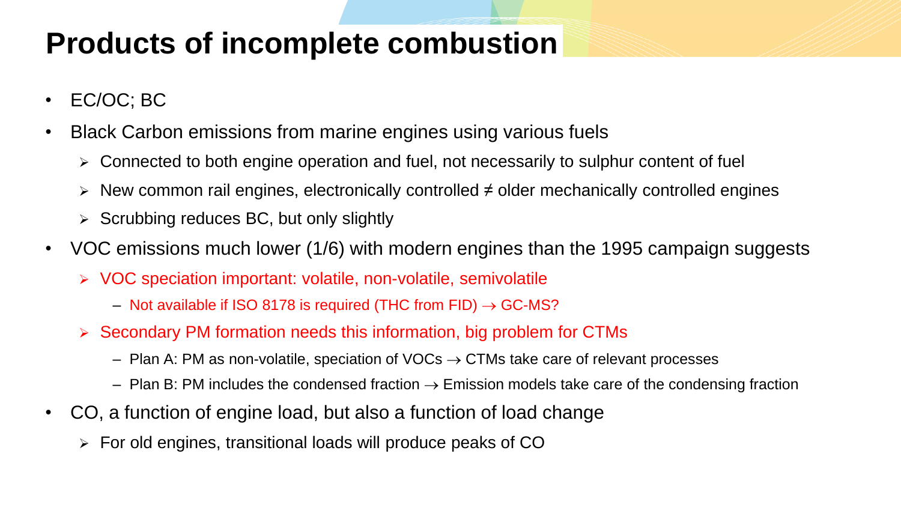# Products of incomplete combustion

- EC/OC; BC
- Black Carbon emissions from marine engines using various fuels
  - Connected to both engine operation and fuel, not necessarily to sulphur content of fuel
  - New common rail engines, electronically controlled ≠ older mechanically controlled engines
  - Scrubbing reduces BC, but only slightly
- VOC emissions much lower (1/6) with modern engines than the 1995 campaign suggests
  - VOC speciation important: volatile, non-volatile, semivolatile
    - Not available if ISO 8178 is required (THC from FID) $\rightarrow$ GC-MS?
  - Secondary PM formation needs this information, big problem for CTMs
    - Plan A: PM as non-volatile, speciation of VOCs $\rightarrow$ CTMs take care of relevant processes
    - Plan B: PM includes the condensed fraction $\rightarrow$ Emission models take care of the condensing fraction
- CO, a function of engine load, but also a function of load change
  - For old engines, transitional loads will produce peaks of CO